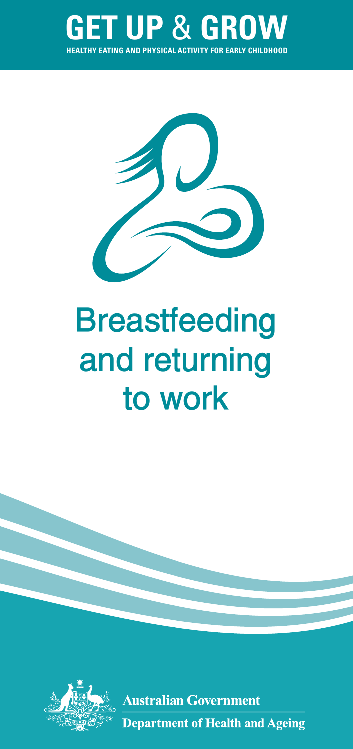# GET UP & GROW

HEALTHY EATING AND PHYSICAL ACTIVITY FOR EARLY CHILDHOOD

# Breastfeeding and returning to work

Australian Government

Department of Health and Ageing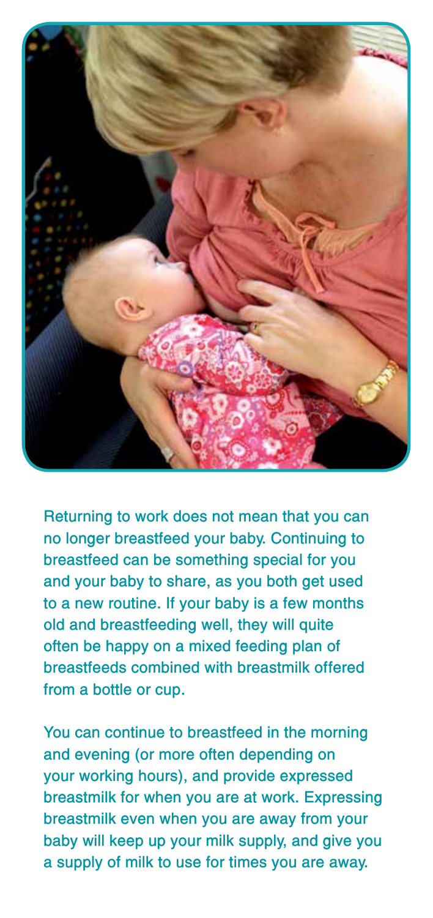Returning to work does not mean that you can no longer breastfeed your baby. Continuing to breastfeed can be something special for you and your baby to share, as you both get used to a new routine. If your baby is a few months old and breastfeeding well, they will quite often be happy on a mixed feeding plan of breastfeeds combined with breastmilk offered from a bottle or cup.

You can continue to breastfeed in the morning and evening (or more often depending on your working hours), and provide expressed breastmilk for when you are at work. Expressing breastmilk even when you are away from your baby will keep up your milk supply, and give you a supply of milk to use for times you are away.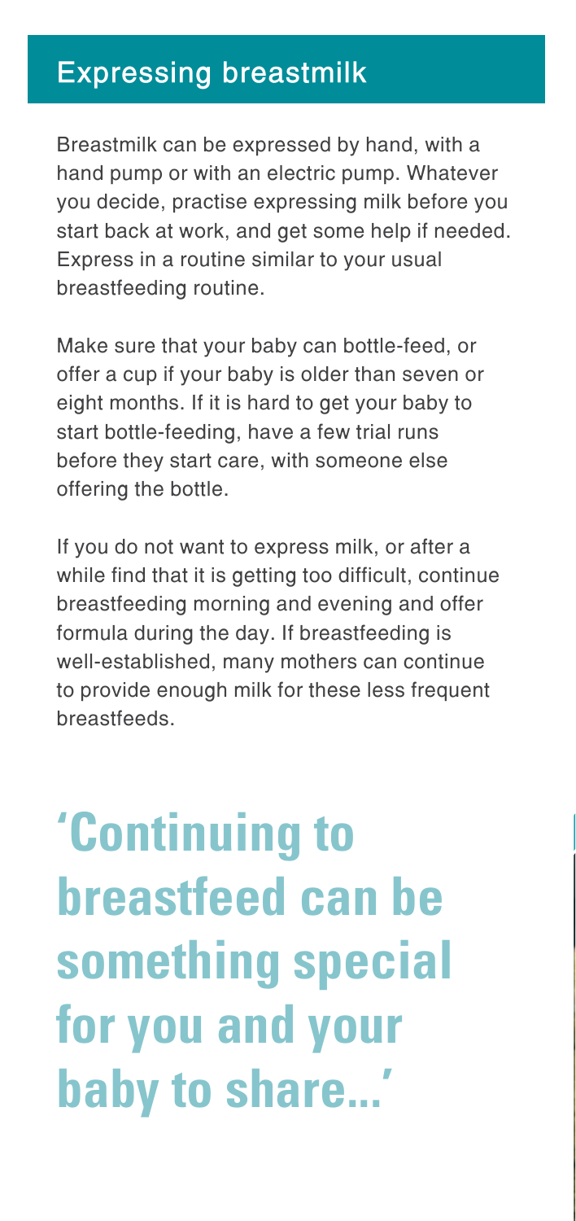## Expressing breastmilk

Breastmilk can be expressed by hand, with a hand pump or with an electric pump. Whatever you decide, practise expressing milk before you start back at work, and get some help if needed. Express in a routine similar to your usual breastfeeding routine.

Make sure that your baby can bottle-feed, or offer a cup if your baby is older than seven or eight months. If it is hard to get your baby to start bottle-feeding, have a few trial runs before they start care, with someone else offering the bottle.

If you do not want to express milk, or after a while find that it is getting too difficult, continue breastfeeding morning and evening and offer formula during the day. If breastfeeding is well-established, many mothers can continue to provide enough milk for these less frequent breastfeeds.

**'Continuing to breastfeed can be something special for you and your baby to share...'**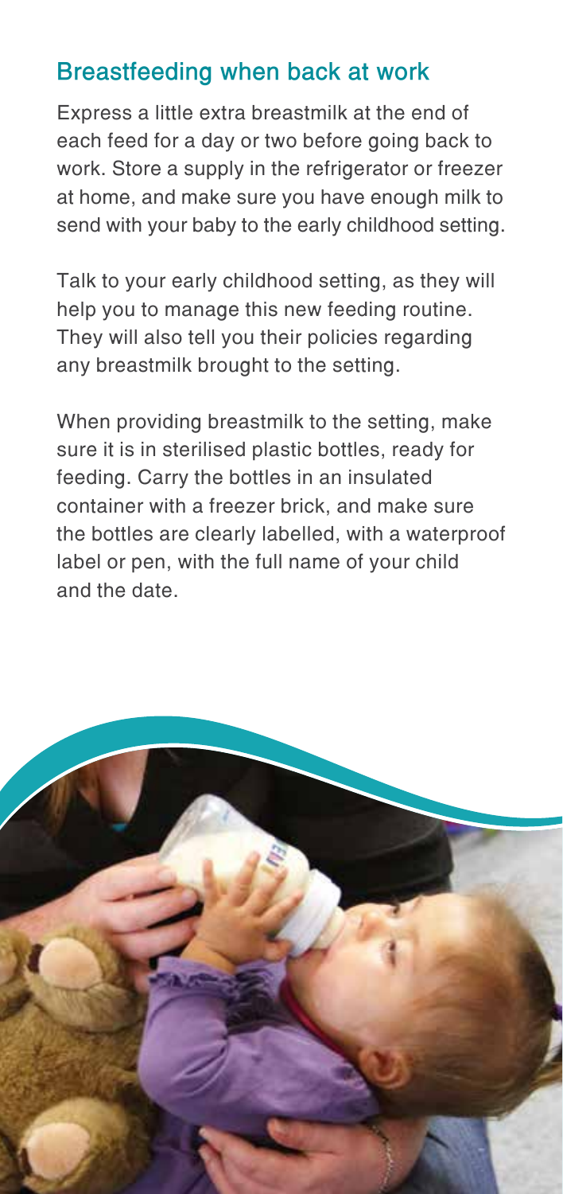## Breastfeeding when back at work

Express a little extra breastmilk at the end of each feed for a day or two before going back to work. Store a supply in the refrigerator or freezer at home, and make sure you have enough milk to send with your baby to the early childhood setting.

Talk to your early childhood setting, as they will help you to manage this new feeding routine. They will also tell you their policies regarding any breastmilk brought to the setting.

When providing breastmilk to the setting, make sure it is in sterilised plastic bottles, ready for feeding. Carry the bottles in an insulated container with a freezer brick, and make sure the bottles are clearly labelled, with a waterproof label or pen, with the full name of your child and the date.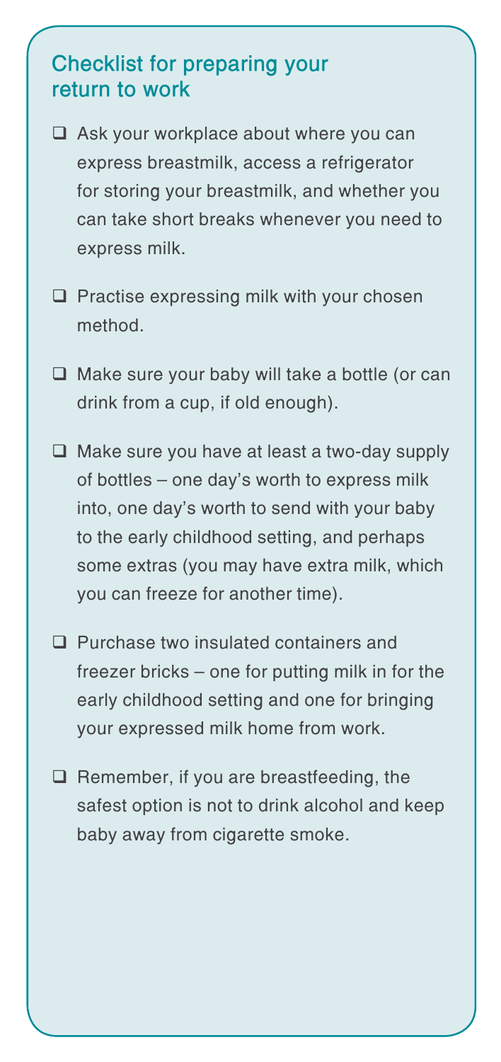## Checklist for preparing your return to work

- [ ] Ask your workplace about where you can express breastmilk, access a refrigerator for storing your breastmilk, and whether you can take short breaks whenever you need to express milk.
- [ ] Practise expressing milk with your chosen method.
- [ ] Make sure your baby will take a bottle (or can drink from a cup, if old enough).
- [ ] Make sure you have at least a two-day supply of bottles – one day's worth to express milk into, one day's worth to send with your baby to the early childhood setting, and perhaps some extras (you may have extra milk, which you can freeze for another time).
- [ ] Purchase two insulated containers and freezer bricks – one for putting milk in for the early childhood setting and one for bringing your expressed milk home from work.
- [ ] Remember, if you are breastfeeding, the safest option is not to drink alcohol and keep baby away from cigarette smoke.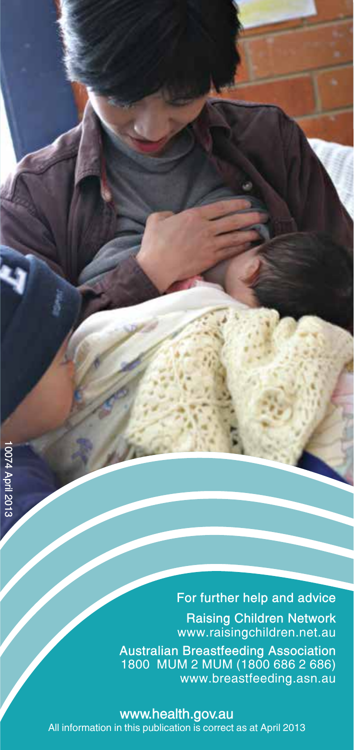10074 April 2013

For further help and advice

Raising Children Network
www.raisingchildren.net.au

Australian Breastfeeding Association
1800 MUM 2 MUM (1800 686 2 686)
www.breastfeeding.asn.au

www.health.gov.au
All information in this publication is correct as at April 2013